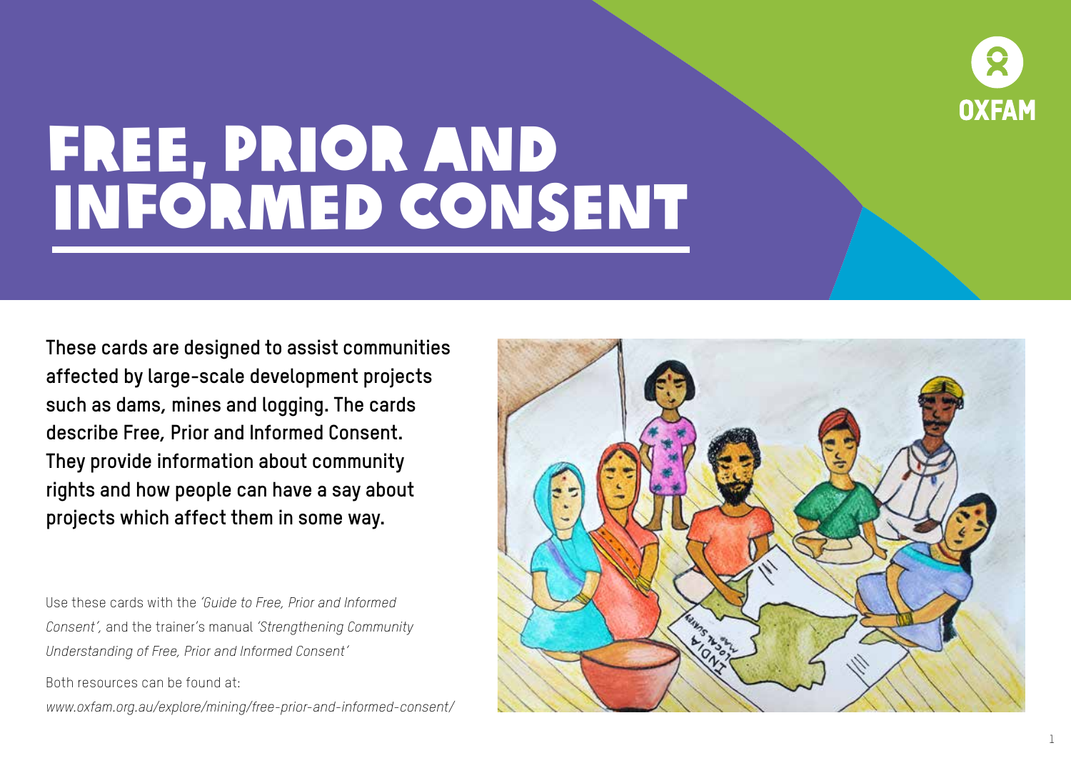# FREE, PRIOR AND INFORMED CONSENT

**These cards are designed to assist communities affected by large-scale development projects such as dams, mines and logging. The cards describe Free, Prior and Informed Consent. They provide information about community rights and how people can have a say about projects which affect them in some way.**

Use these cards with the *'Guide to Free, Prior and Informed Consent'*, and the trainer's manual *'Strengthening Community Understanding of Free, Prior and Informed Consent'*

Both resources can be found at:
*www.oxfam.org.au/explore/mining/free-prior-and-informed-consent/*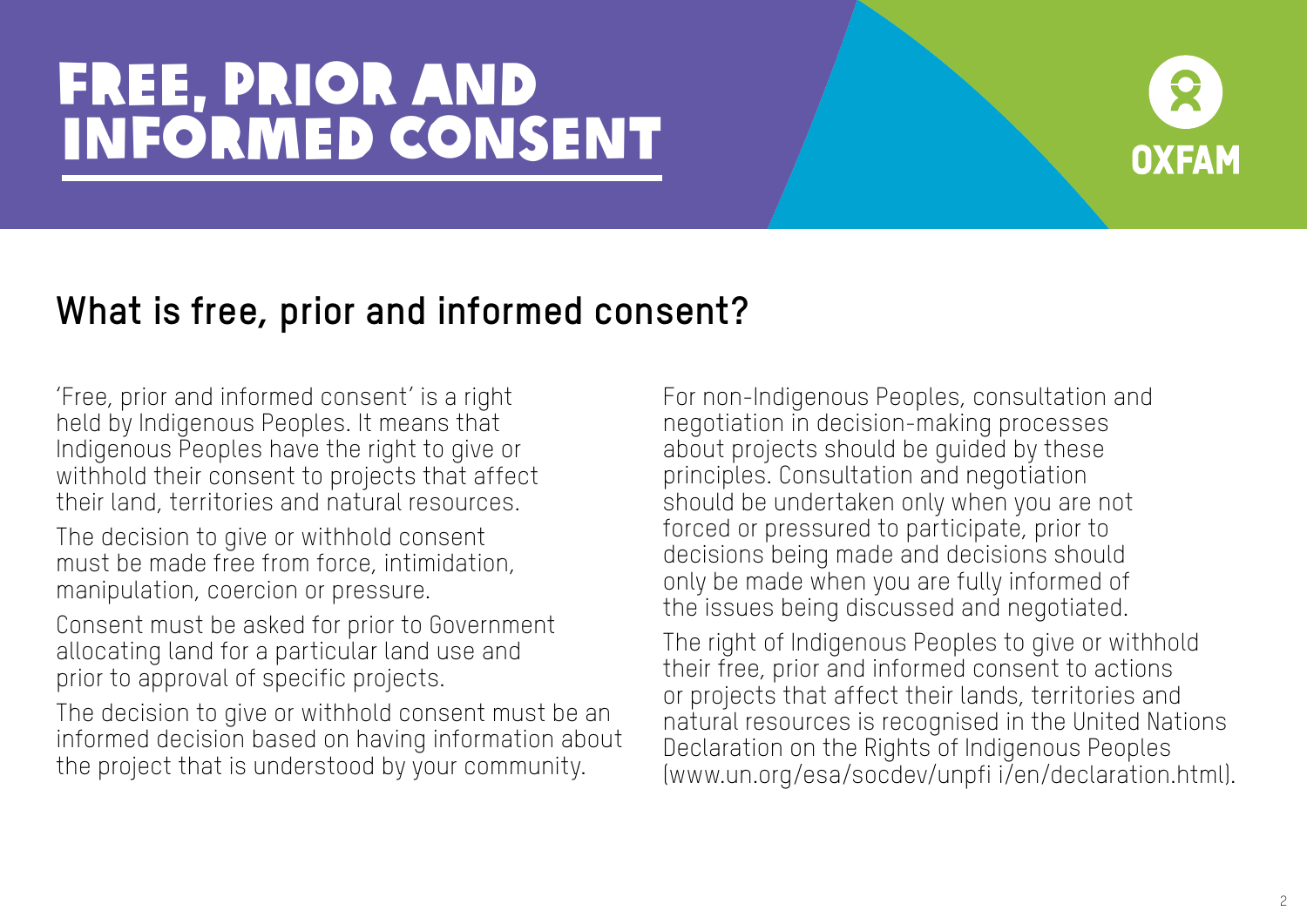# FREE, PRIOR AND INFORMED CONSENT

OXFAM

## What is free, prior and informed consent?

'Free, prior and informed consent' is a right held by Indigenous Peoples. It means that Indigenous Peoples have the right to give or withhold their consent to projects that affect their land, territories and natural resources.

The decision to give or withhold consent must be made free from force, intimidation, manipulation, coercion or pressure.

Consent must be asked for prior to Government allocating land for a particular land use and prior to approval of specific projects.

The decision to give or withhold consent must be an informed decision based on having information about the project that is understood by your community.

For non-Indigenous Peoples, consultation and negotiation in decision-making processes about projects should be guided by these principles. Consultation and negotiation should be undertaken only when you are not forced or pressured to participate, prior to decisions being made and decisions should only be made when you are fully informed of the issues being discussed and negotiated.

The right of Indigenous Peoples to give or withhold their free, prior and informed consent to actions or projects that affect their lands, territories and natural resources is recognised in the United Nations Declaration on the Rights of Indigenous Peoples (www.un.org/esa/socdev/unpfi i/en/declaration.html).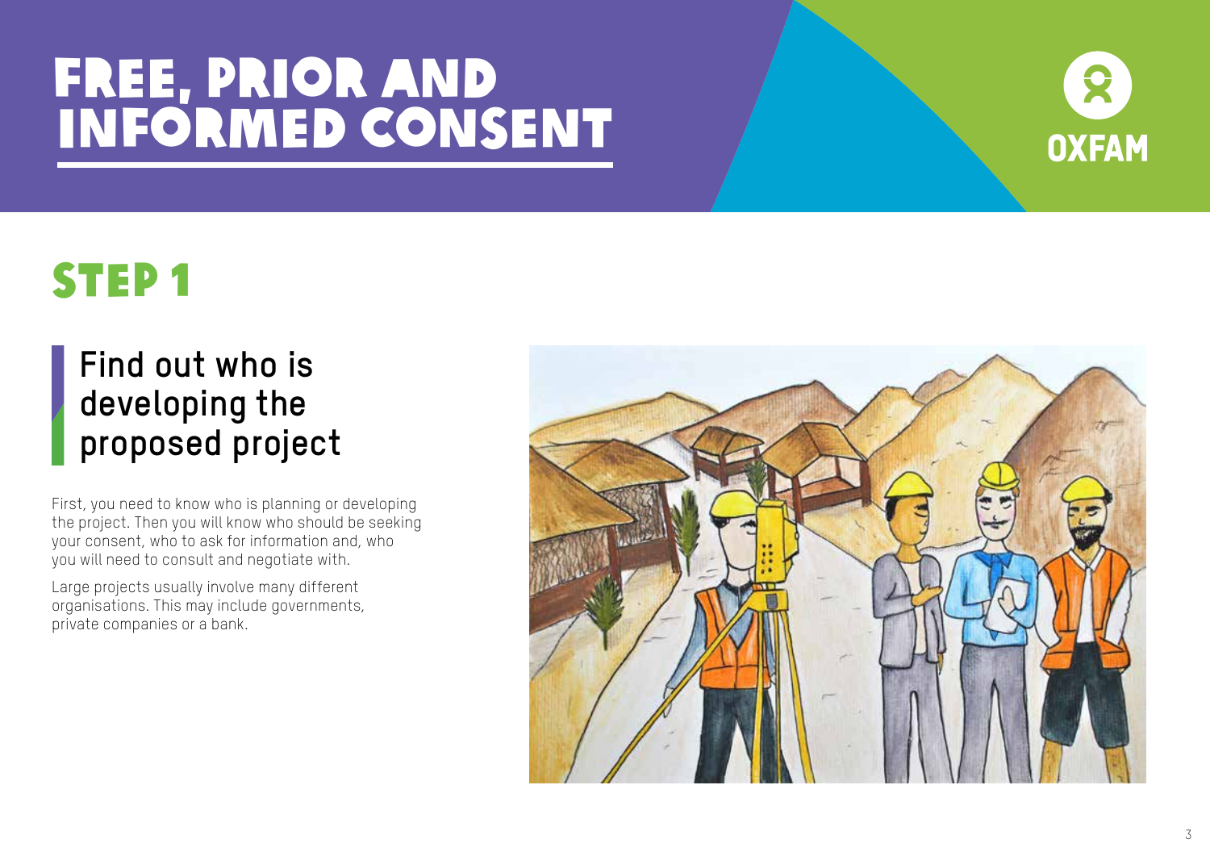# FREE, PRIOR AND INFORMED CONSENT

## STEP 1

### Find out who is developing the proposed project

First, you need to know who is planning or developing the project. Then you will know who should be seeking your consent, who to ask for information and, who you will need to consult and negotiate with.

Large projects usually involve many different organisations. This may include governments, private companies or a bank.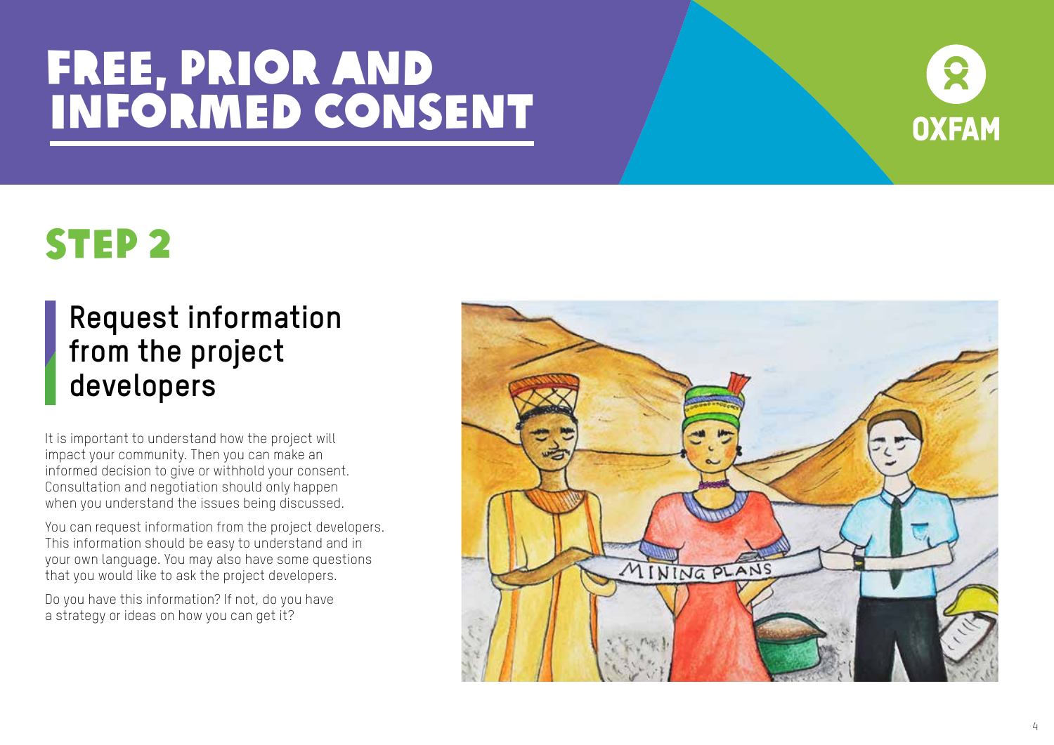# FREE, PRIOR AND INFORMED CONSENT

## STEP 2

### Request information from the project developers

It is important to understand how the project will impact your community. Then you can make an informed decision to give or withhold your consent. Consultation and negotiation should only happen when you understand the issues being discussed.

You can request information from the project developers. This information should be easy to understand and in your own language. You may also have some questions that you would like to ask the project developers.

Do you have this information? If not, do you have a strategy or ideas on how you can get it?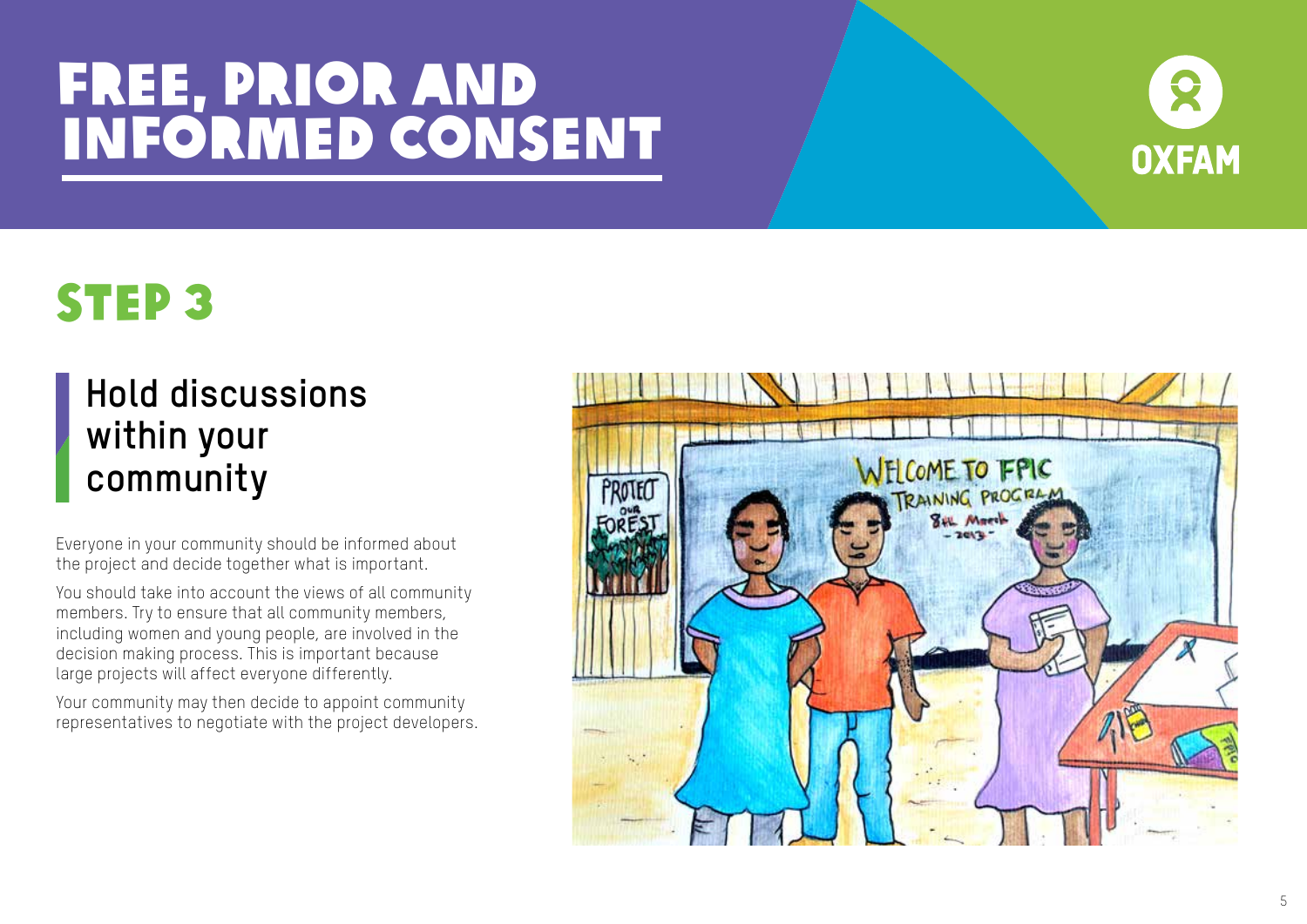# FREE, PRIOR AND INFORMED CONSENT

## STEP 3

### Hold discussions within your community

Everyone in your community should be informed about the project and decide together what is important.

You should take into account the views of all community members. Try to ensure that all community members, including women and young people, are involved in the decision making process. This is important because large projects will affect everyone differently.

Your community may then decide to appoint community representatives to negotiate with the project developers.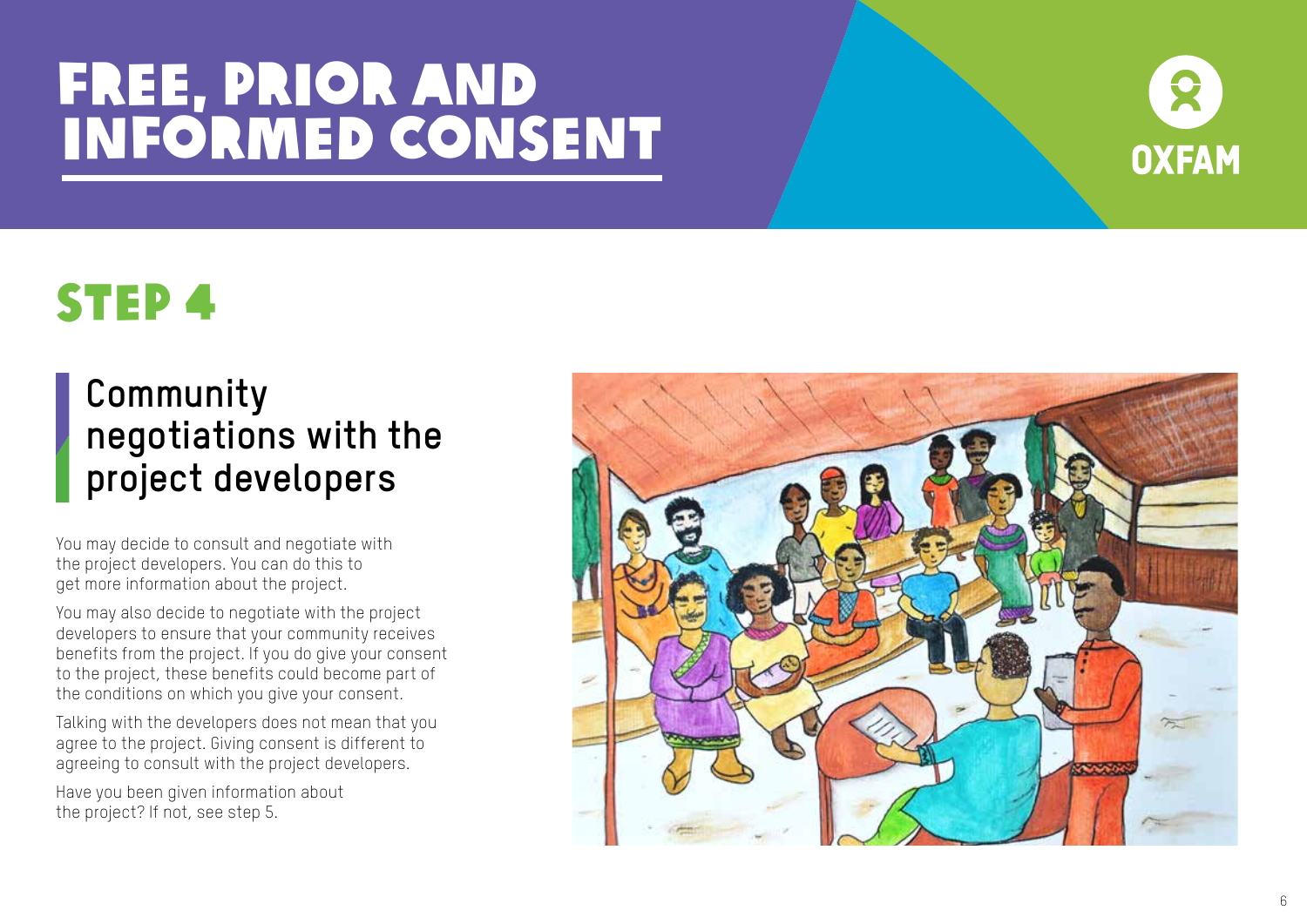# FREE, PRIOR AND INFORMED CONSENT

## STEP 4

### Community negotiations with the project developers

You may decide to consult and negotiate with the project developers. You can do this to get more information about the project.

You may also decide to negotiate with the project developers to ensure that your community receives benefits from the project. If you do give your consent to the project, these benefits could become part of the conditions on which you give your consent.

Talking with the developers does not mean that you agree to the project. Giving consent is different to agreeing to consult with the project developers.

Have you been given information about the project? If not, see step 5.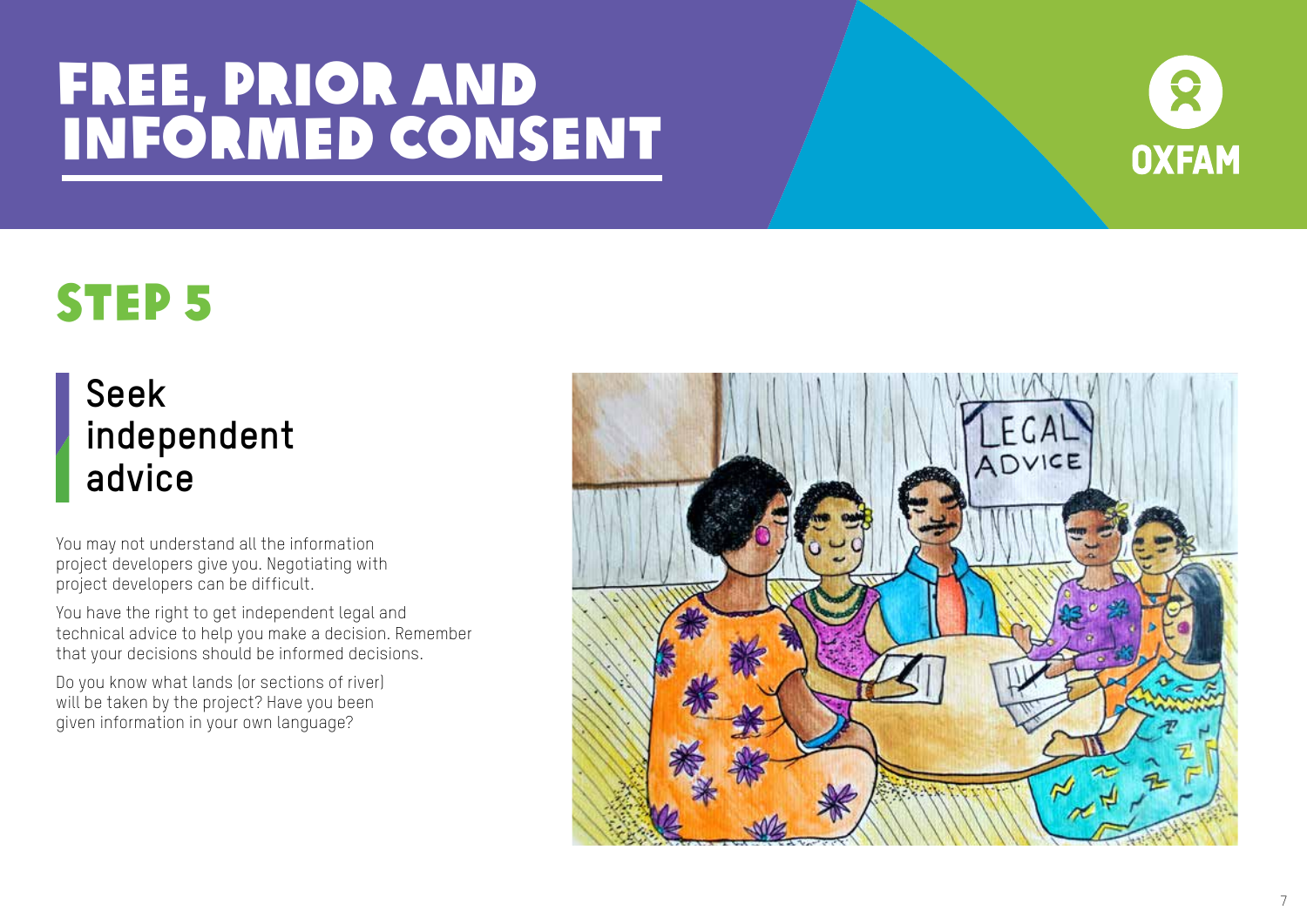# FREE, PRIOR AND INFORMED CONSENT

## STEP 5

### Seek independent advice

You may not understand all the information project developers give you. Negotiating with project developers can be difficult.

You have the right to get independent legal and technical advice to help you make a decision. Remember that your decisions should be informed decisions.

Do you know what lands (or sections of river) will be taken by the project? Have you been given information in your own language?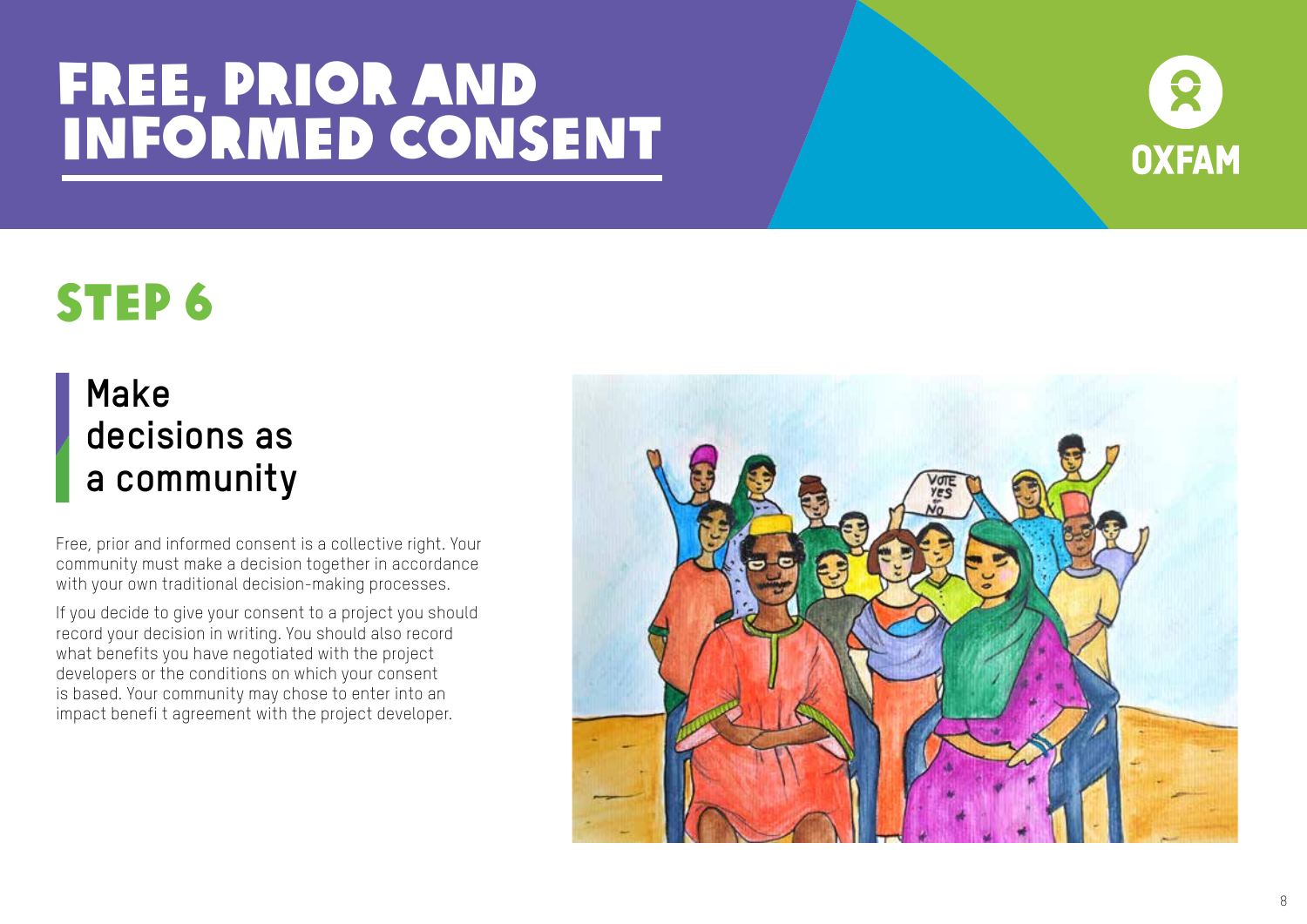# FREE, PRIOR AND INFORMED CONSENT

## STEP 6

### Make decisions as a community

Free, prior and informed consent is a collective right. Your community must make a decision together in accordance with your own traditional decision-making processes.

If you decide to give your consent to a project you should record your decision in writing. You should also record what benefits you have negotiated with the project developers or the conditions on which your consent is based. Your community may chose to enter into an impact benefi t agreement with the project developer.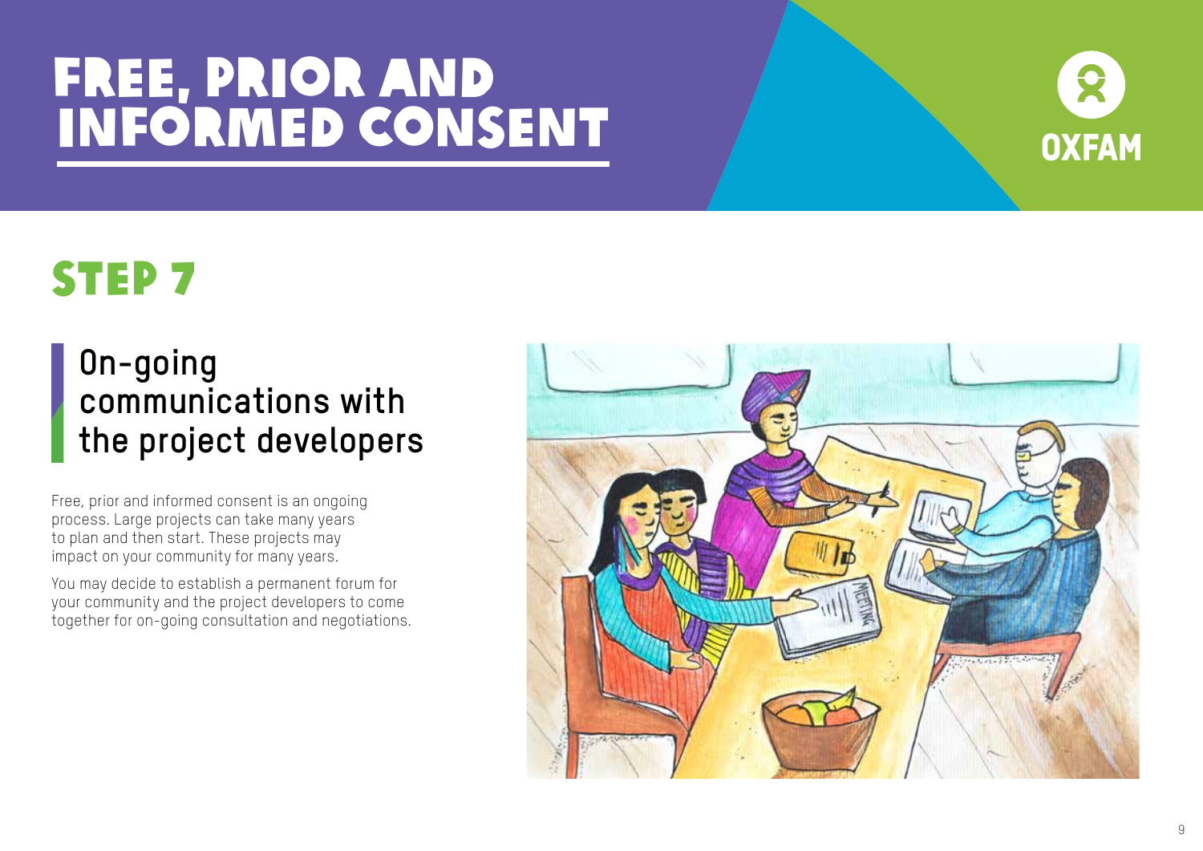# FREE, PRIOR AND INFORMED CONSENT

OXFAM

## STEP 7

### On-going communications with the project developers

Free, prior and informed consent is an ongoing process. Large projects can take many years to plan and then start. These projects may impact on your community for many years.

You may decide to establish a permanent forum for your community and the project developers to come together for on-going consultation and negotiations.